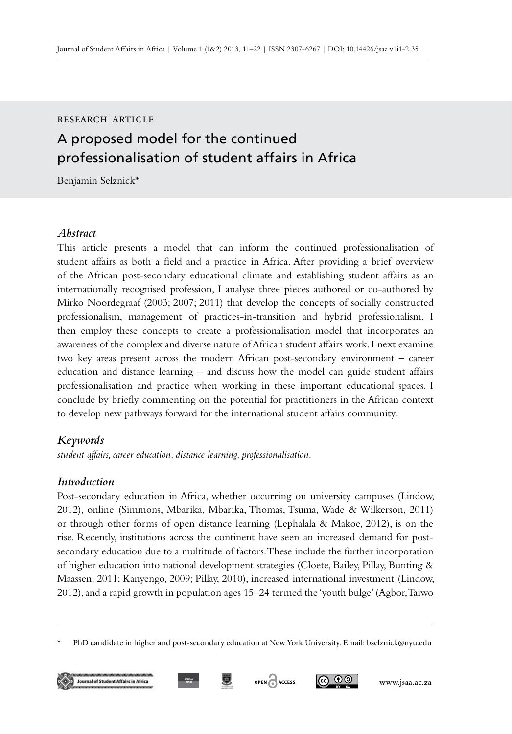RESEARCH ARTICLE

# A proposed model for the continued professionalisation of student affairs in Africa

Benjamin Selznick*

## *Abstract*

This article presents a model that can inform the continued professionalisation of student affairs as both a field and a practice in Africa. After providing a brief overview of the African post-secondary educational climate and establishing student affairs as an internationally recognised profession, I analyse three pieces authored or co-authored by Mirko Noordegraaf (2003; 2007; 2011) that develop the concepts of socially constructed professionalism, management of practices-in-transition and hybrid professionalism. I then employ these concepts to create a professionalisation model that incorporates an awareness of the complex and diverse nature of African student affairs work. I next examine two key areas present across the modern African post-secondary environment – career education and distance learning – and discuss how the model can guide student affairs professionalisation and practice when working in these important educational spaces. I conclude by briefly commenting on the potential for practitioners in the African context to develop new pathways forward for the international student affairs community.

## *Keywords*

*student affairs, career education, distance learning, professionalisation.*

## *Introduction*

Post-secondary education in Africa, whether occurring on university campuses (Lindow, 2012), online (Simmons, Mbarika, Mbarika, Thomas, Tsuma, Wade & Wilkerson, 2011) or through other forms of open distance learning (Lephalala & Makoe, 2012), is on the rise. Recently, institutions across the continent have seen an increased demand for post-secondary education due to a multitude of factors. These include the further incorporation of higher education into national development strategies (Cloete, Bailey, Pillay, Bunting & Maassen, 2011; Kanyengo, 2009; Pillay, 2010), increased international investment (Lindow, 2012), and a rapid growth in population ages 15–24 termed the 'youth bulge' (Agbor, Taiwo

---

\* PhD candidate in higher and post-secondary education at New York University. Email: bselznick@nyu.edu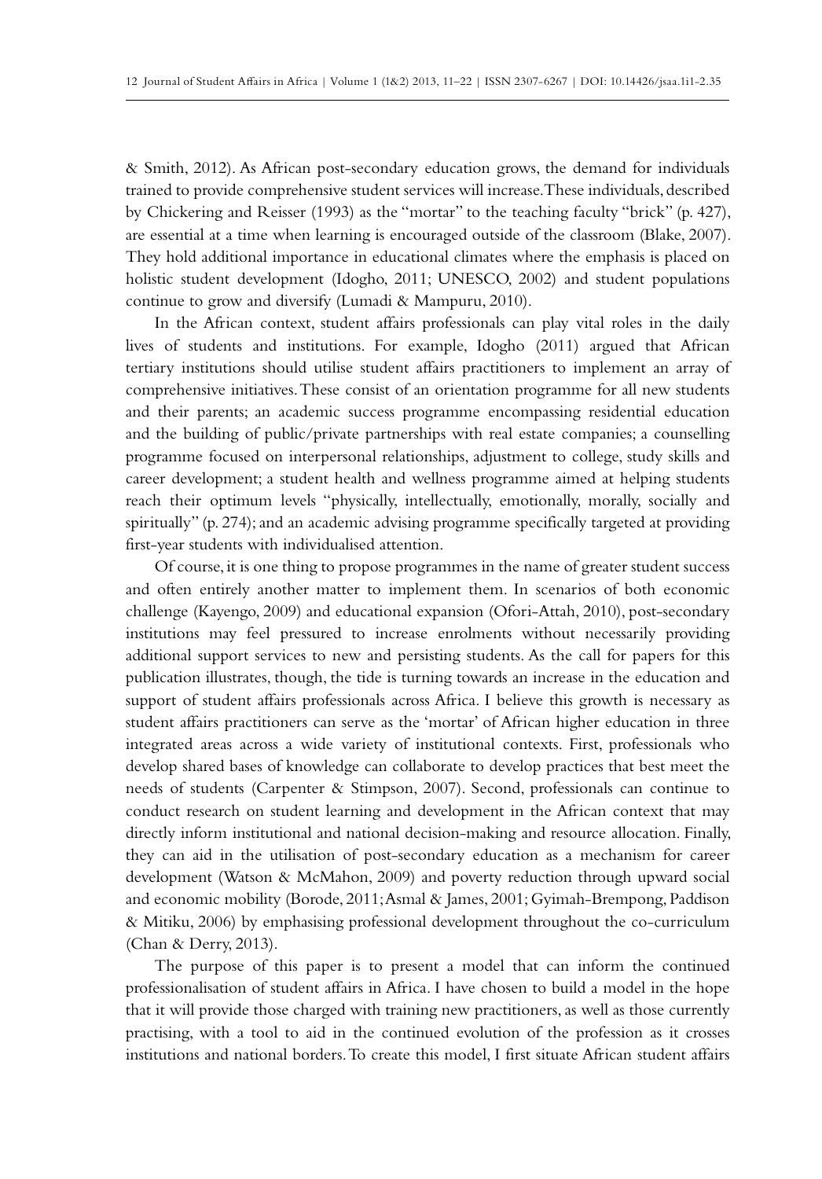& Smith, 2012). As African post-secondary education grows, the demand for individuals trained to provide comprehensive student services will increase. These individuals, described by Chickering and Reisser (1993) as the "mortar" to the teaching faculty "brick" (p. 427), are essential at a time when learning is encouraged outside of the classroom (Blake, 2007). They hold additional importance in educational climates where the emphasis is placed on holistic student development (Idogho, 2011; UNESCO, 2002) and student populations continue to grow and diversify (Lumadi & Mampuru, 2010).

In the African context, student affairs professionals can play vital roles in the daily lives of students and institutions. For example, Idogho (2011) argued that African tertiary institutions should utilise student affairs practitioners to implement an array of comprehensive initiatives. These consist of an orientation programme for all new students and their parents; an academic success programme encompassing residential education and the building of public/private partnerships with real estate companies; a counselling programme focused on interpersonal relationships, adjustment to college, study skills and career development; a student health and wellness programme aimed at helping students reach their optimum levels "physically, intellectually, emotionally, morally, socially and spiritually" (p. 274); and an academic advising programme specifically targeted at providing first-year students with individualised attention.

Of course, it is one thing to propose programmes in the name of greater student success and often entirely another matter to implement them. In scenarios of both economic challenge (Kayengo, 2009) and educational expansion (Ofori-Attah, 2010), post-secondary institutions may feel pressured to increase enrolments without necessarily providing additional support services to new and persisting students. As the call for papers for this publication illustrates, though, the tide is turning towards an increase in the education and support of student affairs professionals across Africa. I believe this growth is necessary as student affairs practitioners can serve as the 'mortar' of African higher education in three integrated areas across a wide variety of institutional contexts. First, professionals who develop shared bases of knowledge can collaborate to develop practices that best meet the needs of students (Carpenter & Stimpson, 2007). Second, professionals can continue to conduct research on student learning and development in the African context that may directly inform institutional and national decision-making and resource allocation. Finally, they can aid in the utilisation of post-secondary education as a mechanism for career development (Watson & McMahon, 2009) and poverty reduction through upward social and economic mobility (Borode, 2011; Asmal & James, 2001; Gyimah-Brempong, Paddison & Mitiku, 2006) by emphasising professional development throughout the co-curriculum (Chan & Derry, 2013).

The purpose of this paper is to present a model that can inform the continued professionalisation of student affairs in Africa. I have chosen to build a model in the hope that it will provide those charged with training new practitioners, as well as those currently practising, with a tool to aid in the continued evolution of the profession as it crosses institutions and national borders. To create this model, I first situate African student affairs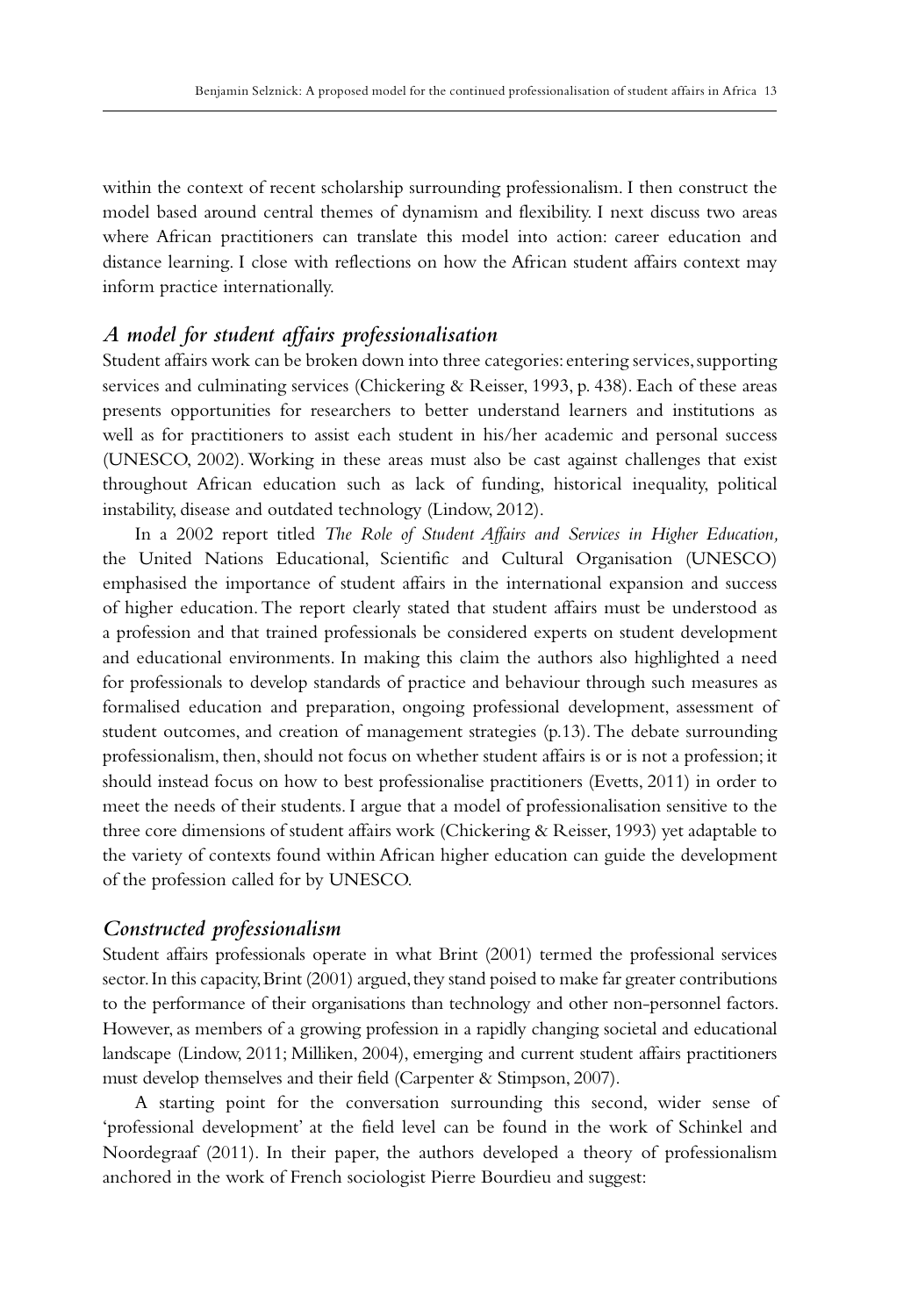within the context of recent scholarship surrounding professionalism. I then construct the model based around central themes of dynamism and flexibility. I next discuss two areas where African practitioners can translate this model into action: career education and distance learning. I close with reflections on how the African student affairs context may inform practice internationally.

## *A model for student affairs professionalisation*

Student affairs work can be broken down into three categories: entering services, supporting services and culminating services (Chickering & Reisser, 1993, p. 438). Each of these areas presents opportunities for researchers to better understand learners and institutions as well as for practitioners to assist each student in his/her academic and personal success (UNESCO, 2002). Working in these areas must also be cast against challenges that exist throughout African education such as lack of funding, historical inequality, political instability, disease and outdated technology (Lindow, 2012).

In a 2002 report titled *The Role of Student Affairs and Services in Higher Education,* the United Nations Educational, Scientific and Cultural Organisation (UNESCO) emphasised the importance of student affairs in the international expansion and success of higher education. The report clearly stated that student affairs must be understood as a profession and that trained professionals be considered experts on student development and educational environments. In making this claim the authors also highlighted a need for professionals to develop standards of practice and behaviour through such measures as formalised education and preparation, ongoing professional development, assessment of student outcomes, and creation of management strategies (p.13). The debate surrounding professionalism, then, should not focus on whether student affairs is or is not a profession; it should instead focus on how to best professionalise practitioners (Evetts, 2011) in order to meet the needs of their students. I argue that a model of professionalisation sensitive to the three core dimensions of student affairs work (Chickering & Reisser, 1993) yet adaptable to the variety of contexts found within African higher education can guide the development of the profession called for by UNESCO.

## *Constructed professionalism*

Student affairs professionals operate in what Brint (2001) termed the professional services sector. In this capacity, Brint (2001) argued, they stand poised to make far greater contributions to the performance of their organisations than technology and other non-personnel factors. However, as members of a growing profession in a rapidly changing societal and educational landscape (Lindow, 2011; Milliken, 2004), emerging and current student affairs practitioners must develop themselves and their field (Carpenter & Stimpson, 2007).

A starting point for the conversation surrounding this second, wider sense of 'professional development' at the field level can be found in the work of Schinkel and Noordegraaf (2011). In their paper, the authors developed a theory of professionalism anchored in the work of French sociologist Pierre Bourdieu and suggest: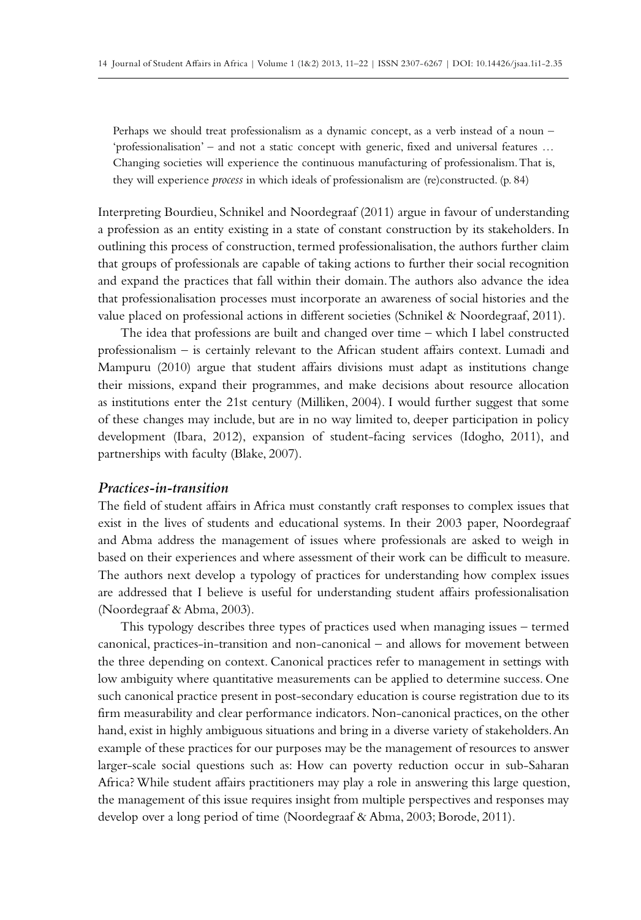> Perhaps we should treat professionalism as a dynamic concept, as a verb instead of a noun – 'professionalisation' – and not a static concept with generic, fixed and universal features … Changing societies will experience the continuous manufacturing of professionalism. That is, they will experience *process* in which ideals of professionalism are (re)constructed. (p. 84)

Interpreting Bourdieu, Schnikel and Noordegraaf (2011) argue in favour of understanding a profession as an entity existing in a state of constant construction by its stakeholders. In outlining this process of construction, termed professionalisation, the authors further claim that groups of professionals are capable of taking actions to further their social recognition and expand the practices that fall within their domain. The authors also advance the idea that professionalisation processes must incorporate an awareness of social histories and the value placed on professional actions in different societies (Schnikel & Noordegraaf, 2011).

The idea that professions are built and changed over time – which I label constructed professionalism – is certainly relevant to the African student affairs context. Lumadi and Mampuru (2010) argue that student affairs divisions must adapt as institutions change their missions, expand their programmes, and make decisions about resource allocation as institutions enter the 21st century (Milliken, 2004). I would further suggest that some of these changes may include, but are in no way limited to, deeper participation in policy development (Ibara, 2012), expansion of student-facing services (Idogho, 2011), and partnerships with faculty (Blake, 2007).

### *Practices-in-transition*

The field of student affairs in Africa must constantly craft responses to complex issues that exist in the lives of students and educational systems. In their 2003 paper, Noordegraaf and Abma address the management of issues where professionals are asked to weigh in based on their experiences and where assessment of their work can be difficult to measure. The authors next develop a typology of practices for understanding how complex issues are addressed that I believe is useful for understanding student affairs professionalisation (Noordegraaf & Abma, 2003).

This typology describes three types of practices used when managing issues – termed canonical, practices-in-transition and non-canonical – and allows for movement between the three depending on context. Canonical practices refer to management in settings with low ambiguity where quantitative measurements can be applied to determine success. One such canonical practice present in post-secondary education is course registration due to its firm measurability and clear performance indicators. Non-canonical practices, on the other hand, exist in highly ambiguous situations and bring in a diverse variety of stakeholders. An example of these practices for our purposes may be the management of resources to answer larger-scale social questions such as: How can poverty reduction occur in sub-Saharan Africa? While student affairs practitioners may play a role in answering this large question, the management of this issue requires insight from multiple perspectives and responses may develop over a long period of time (Noordegraaf & Abma, 2003; Borode, 2011).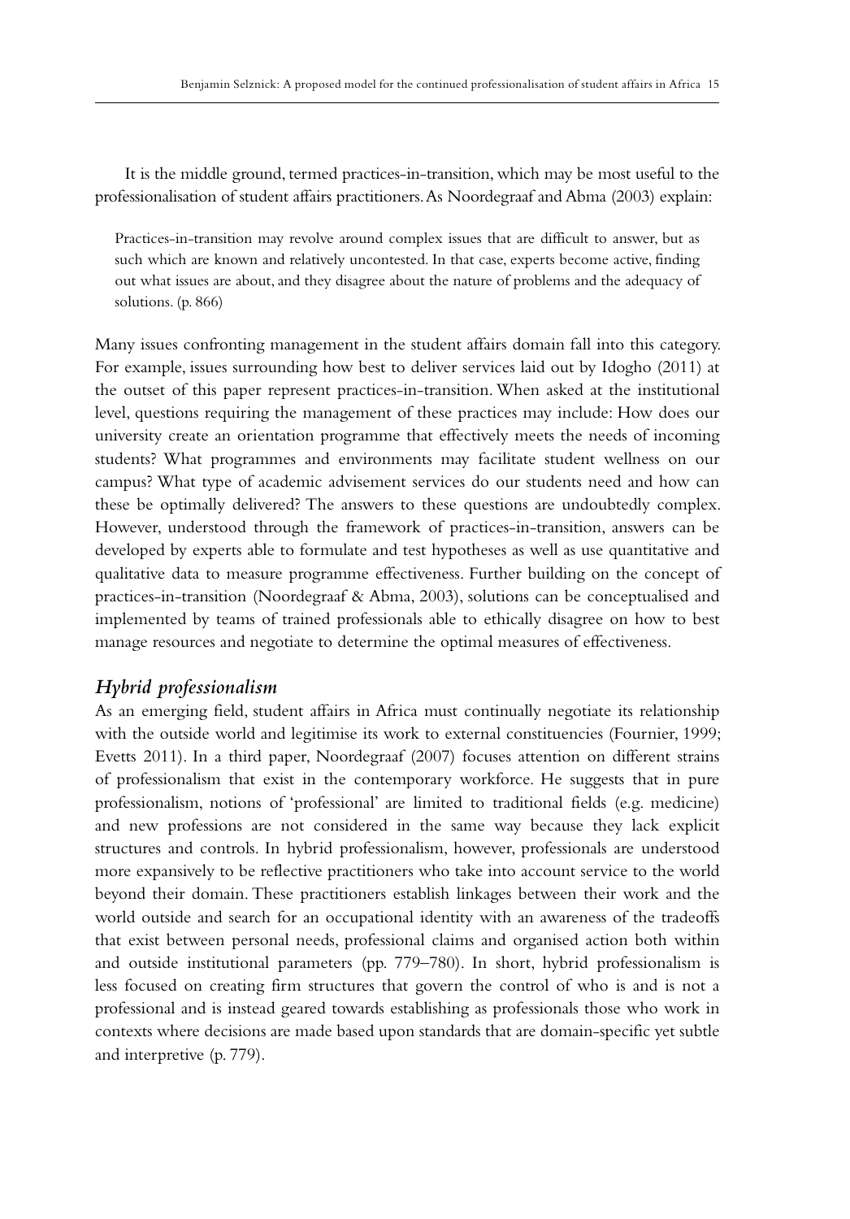It is the middle ground, termed practices-in-transition, which may be most useful to the professionalisation of student affairs practitioners. As Noordegraaf and Abma (2003) explain:

> Practices-in-transition may revolve around complex issues that are difficult to answer, but as such which are known and relatively uncontested. In that case, experts become active, finding out what issues are about, and they disagree about the nature of problems and the adequacy of solutions. (p. 866)

Many issues confronting management in the student affairs domain fall into this category. For example, issues surrounding how best to deliver services laid out by Idogho (2011) at the outset of this paper represent practices-in-transition. When asked at the institutional level, questions requiring the management of these practices may include: How does our university create an orientation programme that effectively meets the needs of incoming students? What programmes and environments may facilitate student wellness on our campus? What type of academic advisement services do our students need and how can these be optimally delivered? The answers to these questions are undoubtedly complex. However, understood through the framework of practices-in-transition, answers can be developed by experts able to formulate and test hypotheses as well as use quantitative and qualitative data to measure programme effectiveness. Further building on the concept of practices-in-transition (Noordegraaf & Abma, 2003), solutions can be conceptualised and implemented by teams of trained professionals able to ethically disagree on how to best manage resources and negotiate to determine the optimal measures of effectiveness.

### *Hybrid professionalism*

As an emerging field, student affairs in Africa must continually negotiate its relationship with the outside world and legitimise its work to external constituencies (Fournier, 1999; Evetts 2011). In a third paper, Noordegraaf (2007) focuses attention on different strains of professionalism that exist in the contemporary workforce. He suggests that in pure professionalism, notions of 'professional' are limited to traditional fields (e.g. medicine) and new professions are not considered in the same way because they lack explicit structures and controls. In hybrid professionalism, however, professionals are understood more expansively to be reflective practitioners who take into account service to the world beyond their domain. These practitioners establish linkages between their work and the world outside and search for an occupational identity with an awareness of the tradeoffs that exist between personal needs, professional claims and organised action both within and outside institutional parameters (pp. 779–780). In short, hybrid professionalism is less focused on creating firm structures that govern the control of who is and is not a professional and is instead geared towards establishing as professionals those who work in contexts where decisions are made based upon standards that are domain-specific yet subtle and interpretive (p. 779).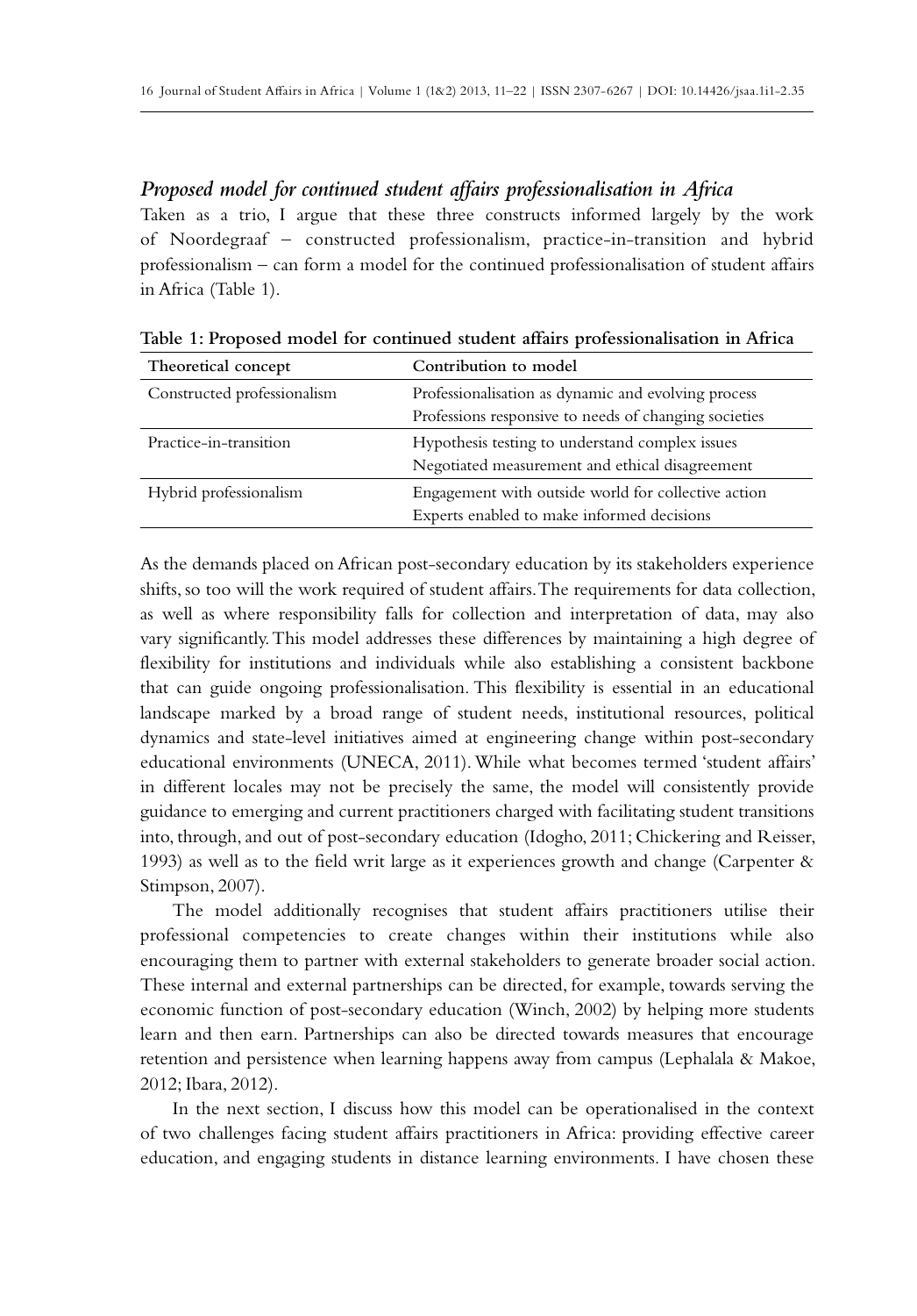### *Proposed model for continued student affairs professionalisation in Africa*

Taken as a trio, I argue that these three constructs informed largely by the work of Noordegraaf – constructed professionalism, practice-in-transition and hybrid professionalism – can form a model for the continued professionalisation of student affairs in Africa (Table 1).

**Table 1: Proposed model for continued student affairs professionalisation in Africa**

| Theoretical concept | Contribution to model |
|---|---|
| Constructed professionalism | Professionalisation as dynamic and evolving process<br>Professions responsive to needs of changing societies |
| Practice-in-transition | Hypothesis testing to understand complex issues<br>Negotiated measurement and ethical disagreement |
| Hybrid professionalism | Engagement with outside world for collective action<br>Experts enabled to make informed decisions |

As the demands placed on African post-secondary education by its stakeholders experience shifts, so too will the work required of student affairs. The requirements for data collection, as well as where responsibility falls for collection and interpretation of data, may also vary significantly. This model addresses these differences by maintaining a high degree of flexibility for institutions and individuals while also establishing a consistent backbone that can guide ongoing professionalisation. This flexibility is essential in an educational landscape marked by a broad range of student needs, institutional resources, political dynamics and state-level initiatives aimed at engineering change within post-secondary educational environments (UNECA, 2011). While what becomes termed 'student affairs' in different locales may not be precisely the same, the model will consistently provide guidance to emerging and current practitioners charged with facilitating student transitions into, through, and out of post-secondary education (Idogho, 2011; Chickering and Reisser, 1993) as well as to the field writ large as it experiences growth and change (Carpenter & Stimpson, 2007).

The model additionally recognises that student affairs practitioners utilise their professional competencies to create changes within their institutions while also encouraging them to partner with external stakeholders to generate broader social action. These internal and external partnerships can be directed, for example, towards serving the economic function of post-secondary education (Winch, 2002) by helping more students learn and then earn. Partnerships can also be directed towards measures that encourage retention and persistence when learning happens away from campus (Lephalala & Makoe, 2012; Ibara, 2012).

In the next section, I discuss how this model can be operationalised in the context of two challenges facing student affairs practitioners in Africa: providing effective career education, and engaging students in distance learning environments. I have chosen these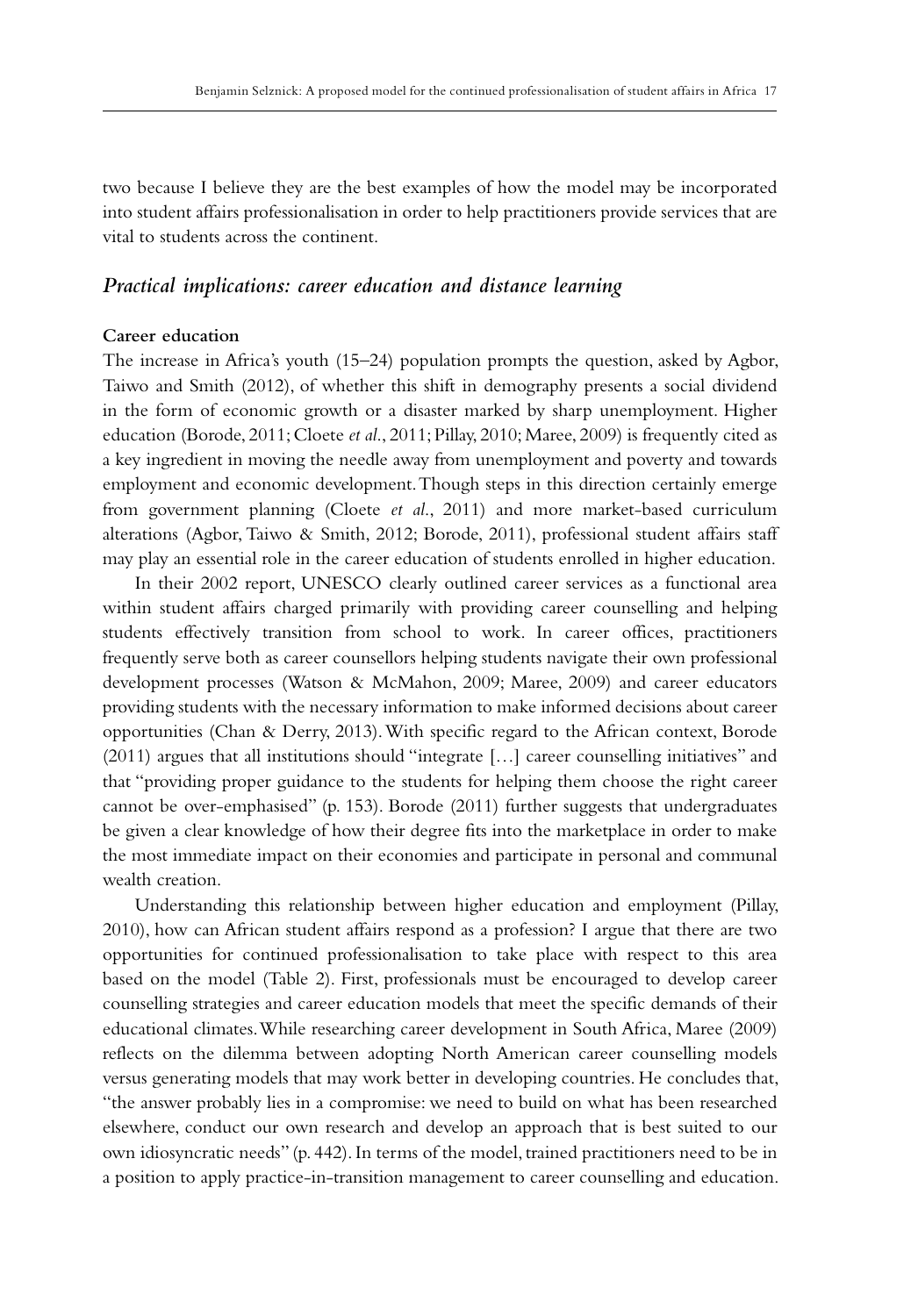two because I believe they are the best examples of how the model may be incorporated into student affairs professionalisation in order to help practitioners provide services that are vital to students across the continent.

## *Practical implications: career education and distance learning*

### Career education

The increase in Africa's youth (15–24) population prompts the question, asked by Agbor, Taiwo and Smith (2012), of whether this shift in demography presents a social dividend in the form of economic growth or a disaster marked by sharp unemployment. Higher education (Borode, 2011; Cloete *et al*., 2011; Pillay, 2010; Maree, 2009) is frequently cited as a key ingredient in moving the needle away from unemployment and poverty and towards employment and economic development. Though steps in this direction certainly emerge from government planning (Cloete *et al*., 2011) and more market-based curriculum alterations (Agbor, Taiwo & Smith, 2012; Borode, 2011), professional student affairs staff may play an essential role in the career education of students enrolled in higher education.

In their 2002 report, UNESCO clearly outlined career services as a functional area within student affairs charged primarily with providing career counselling and helping students effectively transition from school to work. In career offices, practitioners frequently serve both as career counsellors helping students navigate their own professional development processes (Watson & McMahon, 2009; Maree, 2009) and career educators providing students with the necessary information to make informed decisions about career opportunities (Chan & Derry, 2013). With specific regard to the African context, Borode (2011) argues that all institutions should "integrate […] career counselling initiatives" and that "providing proper guidance to the students for helping them choose the right career cannot be over-emphasised" (p. 153). Borode (2011) further suggests that undergraduates be given a clear knowledge of how their degree fits into the marketplace in order to make the most immediate impact on their economies and participate in personal and communal wealth creation.

Understanding this relationship between higher education and employment (Pillay, 2010), how can African student affairs respond as a profession? I argue that there are two opportunities for continued professionalisation to take place with respect to this area based on the model (Table 2). First, professionals must be encouraged to develop career counselling strategies and career education models that meet the specific demands of their educational climates. While researching career development in South Africa, Maree (2009) reflects on the dilemma between adopting North American career counselling models versus generating models that may work better in developing countries. He concludes that, "the answer probably lies in a compromise: we need to build on what has been researched elsewhere, conduct our own research and develop an approach that is best suited to our own idiosyncratic needs" (p. 442). In terms of the model, trained practitioners need to be in a position to apply practice-in-transition management to career counselling and education.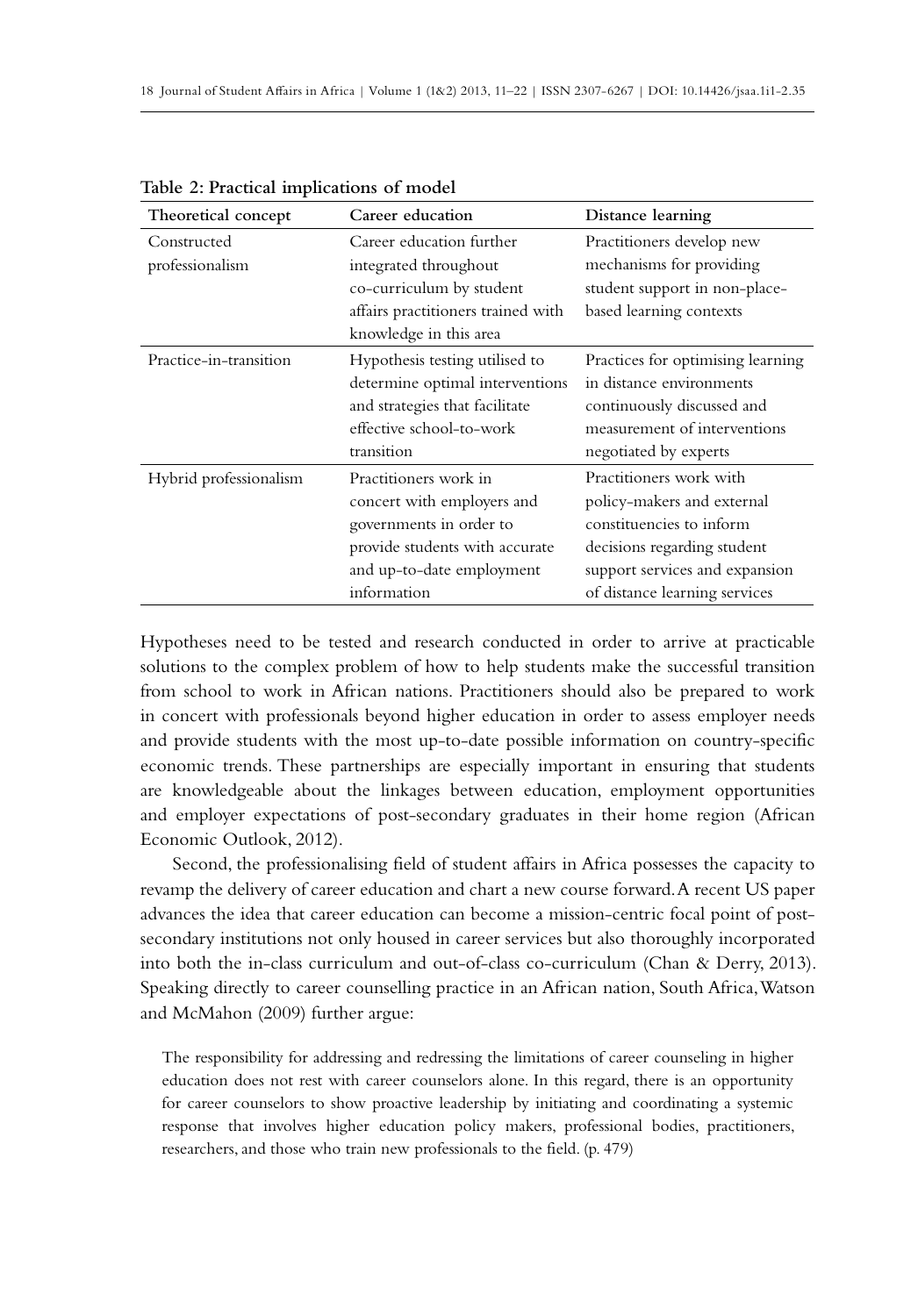**Table 2: Practical implications of model**

| Theoretical concept | Career education | Distance learning |
|---|---|---|
| Constructed professionalism | Career education further integrated throughout co-curriculum by student affairs practitioners trained with knowledge in this area | Practitioners develop new mechanisms for providing student support in non-place-based learning contexts |
| Practice-in-transition | Hypothesis testing utilised to determine optimal interventions and strategies that facilitate effective school-to-work transition | Practices for optimising learning in distance environments continuously discussed and measurement of interventions negotiated by experts |
| Hybrid professionalism | Practitioners work in concert with employers and governments in order to provide students with accurate and up-to-date employment information | Practitioners work with policy-makers and external constituencies to inform decisions regarding student support services and expansion of distance learning services |

Hypotheses need to be tested and research conducted in order to arrive at practicable solutions to the complex problem of how to help students make the successful transition from school to work in African nations. Practitioners should also be prepared to work in concert with professionals beyond higher education in order to assess employer needs and provide students with the most up-to-date possible information on country-specific economic trends. These partnerships are especially important in ensuring that students are knowledgeable about the linkages between education, employment opportunities and employer expectations of post-secondary graduates in their home region (African Economic Outlook, 2012).

Second, the professionalising field of student affairs in Africa possesses the capacity to revamp the delivery of career education and chart a new course forward. A recent US paper advances the idea that career education can become a mission-centric focal point of post-secondary institutions not only housed in career services but also thoroughly incorporated into both the in-class curriculum and out-of-class co-curriculum (Chan & Derry, 2013). Speaking directly to career counselling practice in an African nation, South Africa, Watson and McMahon (2009) further argue:

> The responsibility for addressing and redressing the limitations of career counseling in higher education does not rest with career counselors alone. In this regard, there is an opportunity for career counselors to show proactive leadership by initiating and coordinating a systemic response that involves higher education policy makers, professional bodies, practitioners, researchers, and those who train new professionals to the field. (p. 479)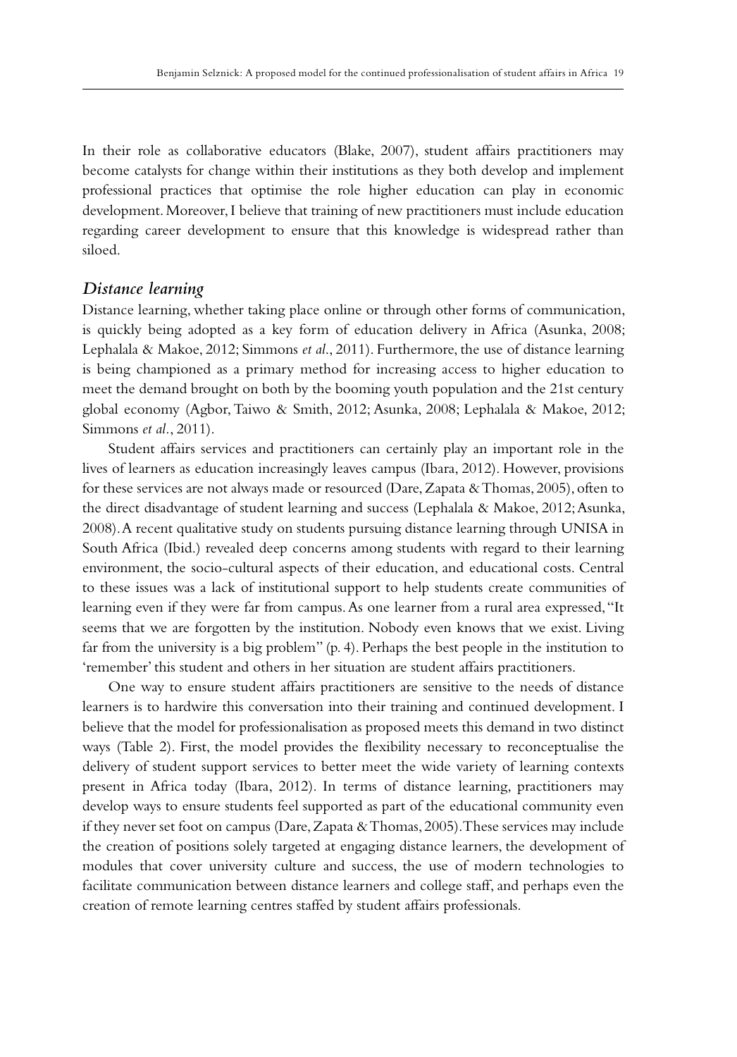In their role as collaborative educators (Blake, 2007), student affairs practitioners may become catalysts for change within their institutions as they both develop and implement professional practices that optimise the role higher education can play in economic development. Moreover, I believe that training of new practitioners must include education regarding career development to ensure that this knowledge is widespread rather than siloed.

### *Distance learning*

Distance learning, whether taking place online or through other forms of communication, is quickly being adopted as a key form of education delivery in Africa (Asunka, 2008; Lephalala & Makoe, 2012; Simmons *et al.*, 2011). Furthermore, the use of distance learning is being championed as a primary method for increasing access to higher education to meet the demand brought on both by the booming youth population and the 21st century global economy (Agbor, Taiwo & Smith, 2012; Asunka, 2008; Lephalala & Makoe, 2012; Simmons *et al.*, 2011).

Student affairs services and practitioners can certainly play an important role in the lives of learners as education increasingly leaves campus (Ibara, 2012). However, provisions for these services are not always made or resourced (Dare, Zapata & Thomas, 2005), often to the direct disadvantage of student learning and success (Lephalala & Makoe, 2012; Asunka, 2008). A recent qualitative study on students pursuing distance learning through UNISA in South Africa (Ibid.) revealed deep concerns among students with regard to their learning environment, the socio-cultural aspects of their education, and educational costs. Central to these issues was a lack of institutional support to help students create communities of learning even if they were far from campus. As one learner from a rural area expressed, "It seems that we are forgotten by the institution. Nobody even knows that we exist. Living far from the university is a big problem" (p. 4). Perhaps the best people in the institution to 'remember' this student and others in her situation are student affairs practitioners.

One way to ensure student affairs practitioners are sensitive to the needs of distance learners is to hardwire this conversation into their training and continued development. I believe that the model for professionalisation as proposed meets this demand in two distinct ways (Table 2). First, the model provides the flexibility necessary to reconceptualise the delivery of student support services to better meet the wide variety of learning contexts present in Africa today (Ibara, 2012). In terms of distance learning, practitioners may develop ways to ensure students feel supported as part of the educational community even if they never set foot on campus (Dare, Zapata & Thomas, 2005). These services may include the creation of positions solely targeted at engaging distance learners, the development of modules that cover university culture and success, the use of modern technologies to facilitate communication between distance learners and college staff, and perhaps even the creation of remote learning centres staffed by student affairs professionals.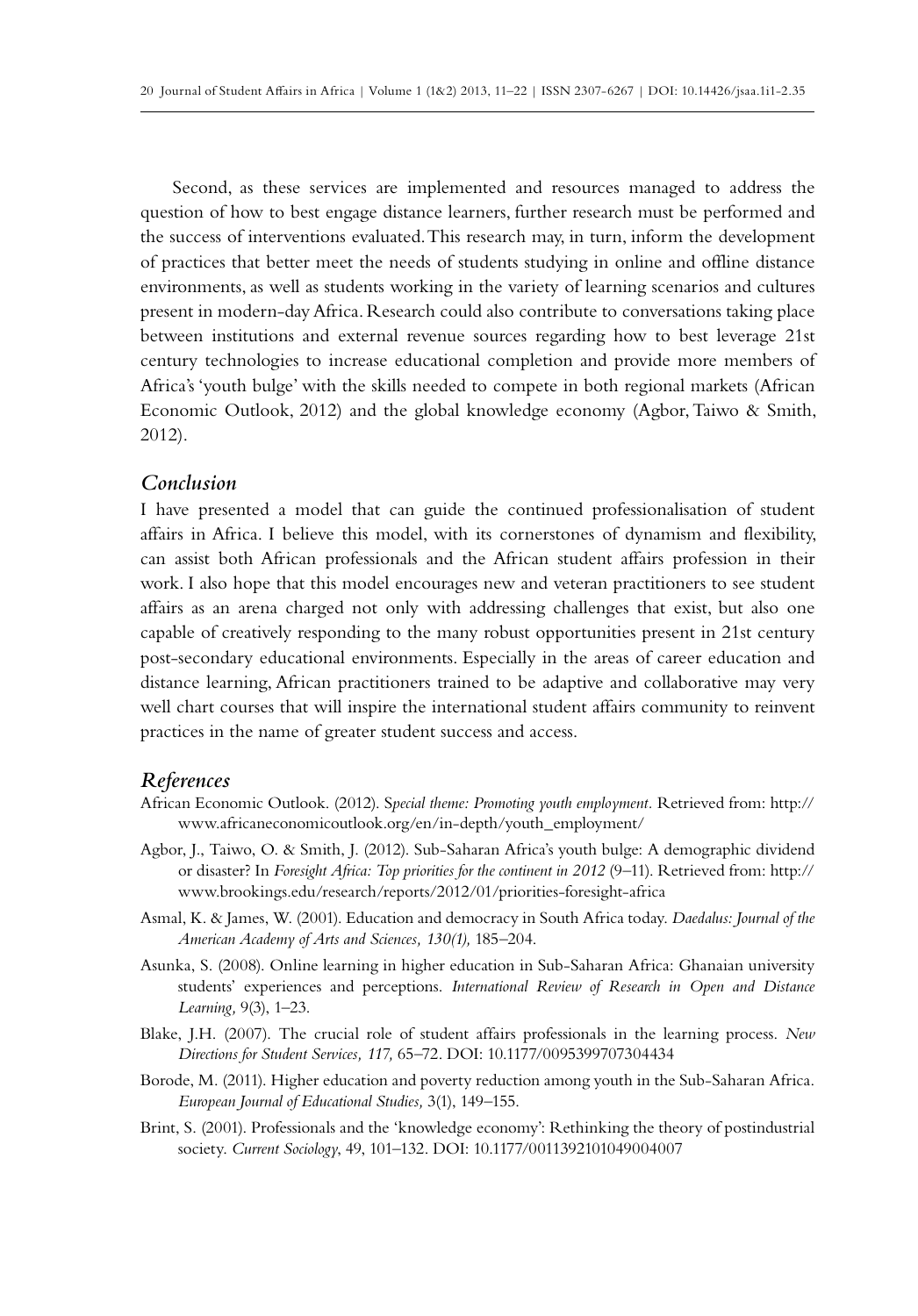Second, as these services are implemented and resources managed to address the question of how to best engage distance learners, further research must be performed and the success of interventions evaluated. This research may, in turn, inform the development of practices that better meet the needs of students studying in online and offline distance environments, as well as students working in the variety of learning scenarios and cultures present in modern-day Africa. Research could also contribute to conversations taking place between institutions and external revenue sources regarding how to best leverage 21st century technologies to increase educational completion and provide more members of Africa's 'youth bulge' with the skills needed to compete in both regional markets (African Economic Outlook, 2012) and the global knowledge economy (Agbor, Taiwo & Smith, 2012).

## *Conclusion*

I have presented a model that can guide the continued professionalisation of student affairs in Africa. I believe this model, with its cornerstones of dynamism and flexibility, can assist both African professionals and the African student affairs profession in their work. I also hope that this model encourages new and veteran practitioners to see student affairs as an arena charged not only with addressing challenges that exist, but also one capable of creatively responding to the many robust opportunities present in 21st century post-secondary educational environments. Especially in the areas of career education and distance learning, African practitioners trained to be adaptive and collaborative may very well chart courses that will inspire the international student affairs community to reinvent practices in the name of greater student success and access.

## *References*

African Economic Outlook. (2012). *Special theme: Promoting youth employment*. Retrieved from: http://www.africaneconomicoutlook.org/en/in-depth/youth_employment/

Agbor, J., Taiwo, O. & Smith, J. (2012). Sub-Saharan Africa's youth bulge: A demographic dividend or disaster? In *Foresight Africa: Top priorities for the continent in 2012* (9–11). Retrieved from: http://www.brookings.edu/research/reports/2012/01/priorities-foresight-africa

Asmal, K. & James, W. (2001). Education and democracy in South Africa today. *Daedalus: Journal of the American Academy of Arts and Sciences, 130(1),* 185–204.

Asunka, S. (2008). Online learning in higher education in Sub-Saharan Africa: Ghanaian university students' experiences and perceptions. *International Review of Research in Open and Distance Learning,* 9(3), 1–23.

Blake, J.H. (2007). The crucial role of student affairs professionals in the learning process. *New Directions for Student Services, 117,* 65–72. DOI: 10.1177/0095399707304434

Borode, M. (2011). Higher education and poverty reduction among youth in the Sub-Saharan Africa. *European Journal of Educational Studies,* 3(1), 149–155.

Brint, S. (2001). Professionals and the 'knowledge economy': Rethinking the theory of postindustrial society. *Current Sociology*, 49, 101–132. DOI: 10.1177/0011392101049004007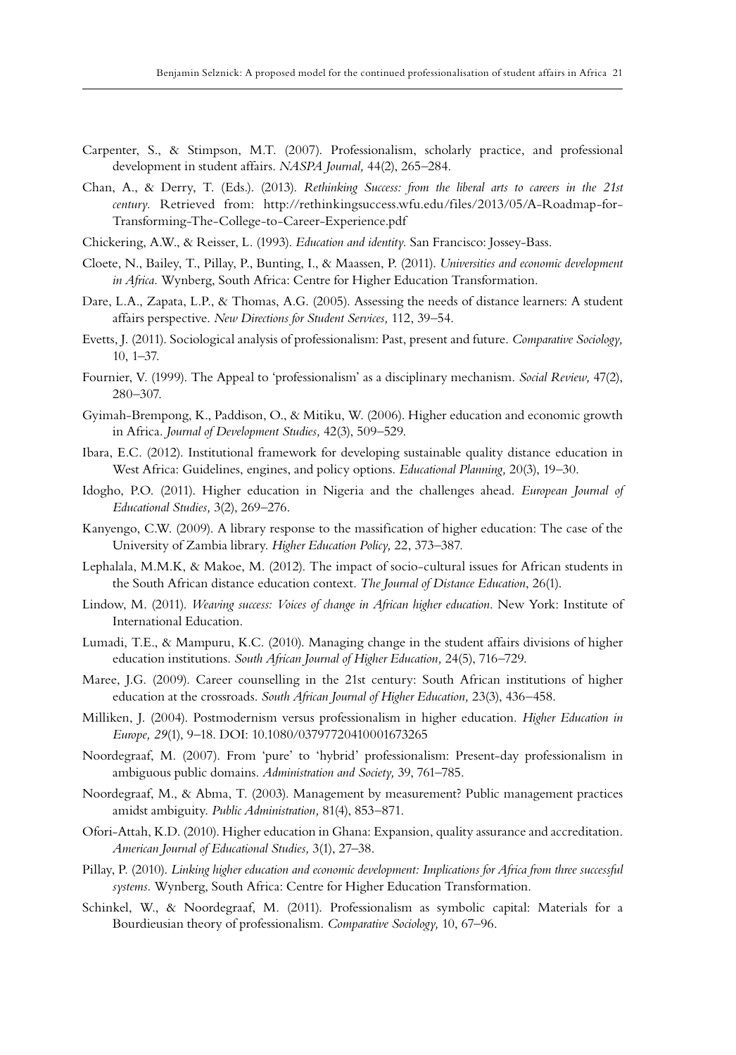Carpenter, S., & Stimpson, M.T. (2007). Professionalism, scholarly practice, and professional development in student affairs. *NASPA Journal,* 44(2), 265–284.

Chan, A., & Derry, T. (Eds.). (2013). *Rethinking Success: from the liberal arts to careers in the 21st century.* Retrieved from: http://rethinkingsuccess.wfu.edu/files/2013/05/A-Roadmap-for-Transforming-The-College-to-Career-Experience.pdf

Chickering, A.W., & Reisser, L. (1993). *Education and identity.* San Francisco: Jossey-Bass.

Cloete, N., Bailey, T., Pillay, P., Bunting, I., & Maassen, P. (2011). *Universities and economic development in Africa.* Wynberg, South Africa: Centre for Higher Education Transformation.

Dare, L.A., Zapata, L.P., & Thomas, A.G. (2005). Assessing the needs of distance learners: A student affairs perspective. *New Directions for Student Services,* 112, 39–54.

Evetts, J. (2011). Sociological analysis of professionalism: Past, present and future. *Comparative Sociology,* 10, 1–37.

Fournier, V. (1999). The Appeal to 'professionalism' as a disciplinary mechanism. *Social Review,* 47(2), 280–307.

Gyimah-Brempong, K., Paddison, O., & Mitiku, W. (2006). Higher education and economic growth in Africa. *Journal of Development Studies,* 42(3), 509–529.

Ibara, E.C. (2012). Institutional framework for developing sustainable quality distance education in West Africa: Guidelines, engines, and policy options. *Educational Planning,* 20(3), 19–30.

Idogho, P.O. (2011). Higher education in Nigeria and the challenges ahead. *European Journal of Educational Studies,* 3(2), 269–276.

Kanyengo, C.W. (2009). A library response to the massification of higher education: The case of the University of Zambia library. *Higher Education Policy,* 22, 373–387.

Lephalala, M.M.K, & Makoe, M. (2012). The impact of socio-cultural issues for African students in the South African distance education context. *The Journal of Distance Education*, 26(1).

Lindow, M. (2011). *Weaving success: Voices of change in African higher education*. New York: Institute of International Education.

Lumadi, T.E., & Mampuru, K.C. (2010). Managing change in the student affairs divisions of higher education institutions. *South African Journal of Higher Education,* 24(5), 716–729.

Maree, J.G. (2009). Career counselling in the 21st century: South African institutions of higher education at the crossroads. *South African Journal of Higher Education,* 23(3), 436–458.

Milliken, J. (2004). Postmodernism versus professionalism in higher education. *Higher Education in Europe, 29*(1), 9–18. DOI: 10.1080/03797720410001673265

Noordegraaf, M. (2007). From 'pure' to 'hybrid' professionalism: Present-day professionalism in ambiguous public domains. *Administration and Society,* 39, 761–785.

Noordegraaf, M., & Abma, T. (2003). Management by measurement? Public management practices amidst ambiguity. *Public Administration,* 81(4), 853–871.

Ofori-Attah, K.D. (2010). Higher education in Ghana: Expansion, quality assurance and accreditation. *American Journal of Educational Studies,* 3(1), 27–38.

Pillay, P. (2010). *Linking higher education and economic development: Implications for Africa from three successful systems.* Wynberg, South Africa: Centre for Higher Education Transformation.

Schinkel, W., & Noordegraaf, M. (2011). Professionalism as symbolic capital: Materials for a Bourdieusian theory of professionalism. *Comparative Sociology,* 10, 67–96.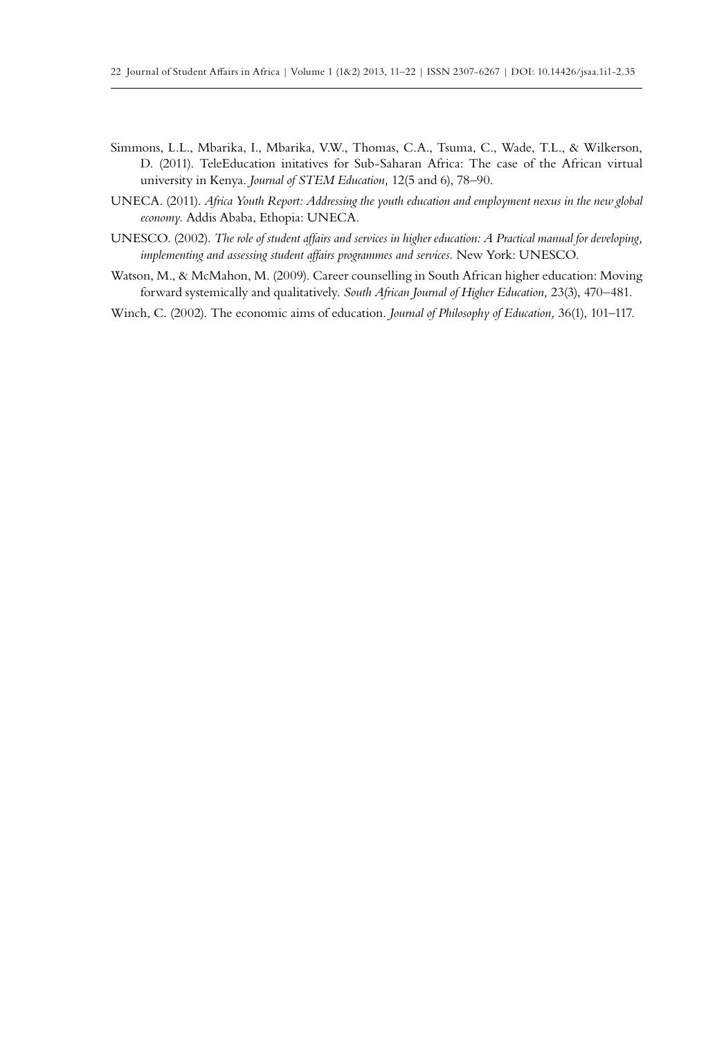Simmons, L.L., Mbarika, I., Mbarika, V.W., Thomas, C.A., Tsuma, C., Wade, T.L., & Wilkerson, D. (2011). TeleEducation initatives for Sub-Saharan Africa: The case of the African virtual university in Kenya. *Journal of STEM Education,* 12(5 and 6), 78–90.

UNECA. (2011). *Africa Youth Report: Addressing the youth education and employment nexus in the new global economy.* Addis Ababa, Ethiopia: UNECA.

UNESCO. (2002). *The role of student affairs and services in higher education: A Practical manual for developing, implementing and assessing student affairs programmes and services.* New York: UNESCO.

Watson, M., & McMahon, M. (2009). Career counselling in South African higher education: Moving forward systemically and qualitatively. *South African Journal of Higher Education,* 23(3), 470–481.

Winch, C. (2002). The economic aims of education. *Journal of Philosophy of Education,* 36(1), 101–117.